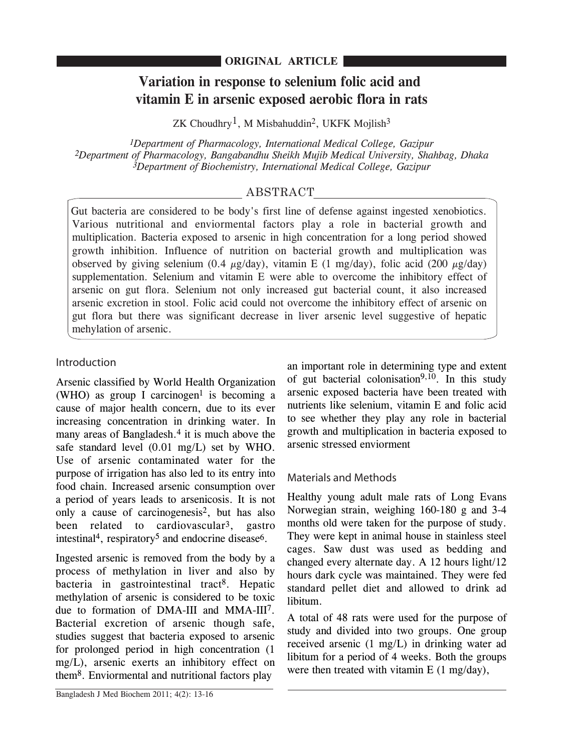**ORIGINAL ARTICLE**

# Variation in response to selenium folic acid and vitamin E in arsenic exposed aerobic flora in rats

ZK Choudhry[1], M Misbahuddin[2], UKFK Mojlish[3]

*[1]Department of Pharmacology, International Medical College, Gazipur*
*[2]Department of Pharmacology, Bangabandhu Sheikh Mujib Medical University, Shahbag, Dhaka*
*[3]Department of Biochemistry, International Medical College, Gazipur*

## ABSTRACT

Gut bacteria are considered to be body's first line of defense against ingested xenobiotics. Various nutritional and enviormental factors play a role in bacterial growth and multiplication. Bacteria exposed to arsenic in high concentration for a long period showed growth inhibition. Influence of nutrition on bacterial growth and multiplication was observed by giving selenium (0.4 $\mu$g/day), vitamin E (1 mg/day), folic acid (200 $\mu$g/day) supplementation. Selenium and vitamin E were able to overcome the inhibitory effect of arsenic on gut flora. Selenium not only increased gut bacterial count, it also increased arsenic excretion in stool. Folic acid could not overcome the inhibitory effect of arsenic on gut flora but there was significant decrease in liver arsenic level suggestive of hepatic mehylation of arsenic.

## Introduction

Arsenic classified by World Health Organization (WHO) as group I carcinogen[1] is becoming a cause of major health concern, due to its ever increasing concentration in drinking water. In many areas of Bangladesh.[4] it is much above the safe standard level (0.01 mg/L) set by WHO. Use of arsenic contaminated water for the purpose of irrigation has also led to its entry into food chain. Increased arsenic consumption over a period of years leads to arsenicosis. It is not only a cause of carcinogenesis[2], but has also been related to cardiovascular[3], gastro intestinal[4], respiratory[5] and endocrine disease[6].

Ingested arsenic is removed from the body by a process of methylation in liver and also by bacteria in gastrointestinal tract[8]. Hepatic methylation of arsenic is considered to be toxic due to formation of DMA-III and MMA-III[7]. Bacterial excretion of arsenic though safe, studies suggest that bacteria exposed to arsenic for prolonged period in high concentration (1 mg/L), arsenic exerts an inhibitory effect on them[8]. Enviormental and nutritional factors play an important role in determining type and extent of gut bacterial colonisation[9,10]. In this study arsenic exposed bacteria have been treated with nutrients like selenium, vitamin E and folic acid to see whether they play any role in bacterial growth and multiplication in bacteria exposed to arsenic stressed enviorment

## Materials and Methods

Healthy young adult male rats of Long Evans Norwegian strain, weighing 160-180 g and 3-4 months old were taken for the purpose of study. They were kept in animal house in stainless steel cages. Saw dust was used as bedding and changed every alternate day. A 12 hours light/12 hours dark cycle was maintained. They were fed standard pellet diet and allowed to drink ad libitum.

A total of 48 rats were used for the purpose of study and divided into two groups. One group received arsenic (1 mg/L) in drinking water ad libitum for a period of 4 weeks. Both the groups were then treated with vitamin E (1 mg/day),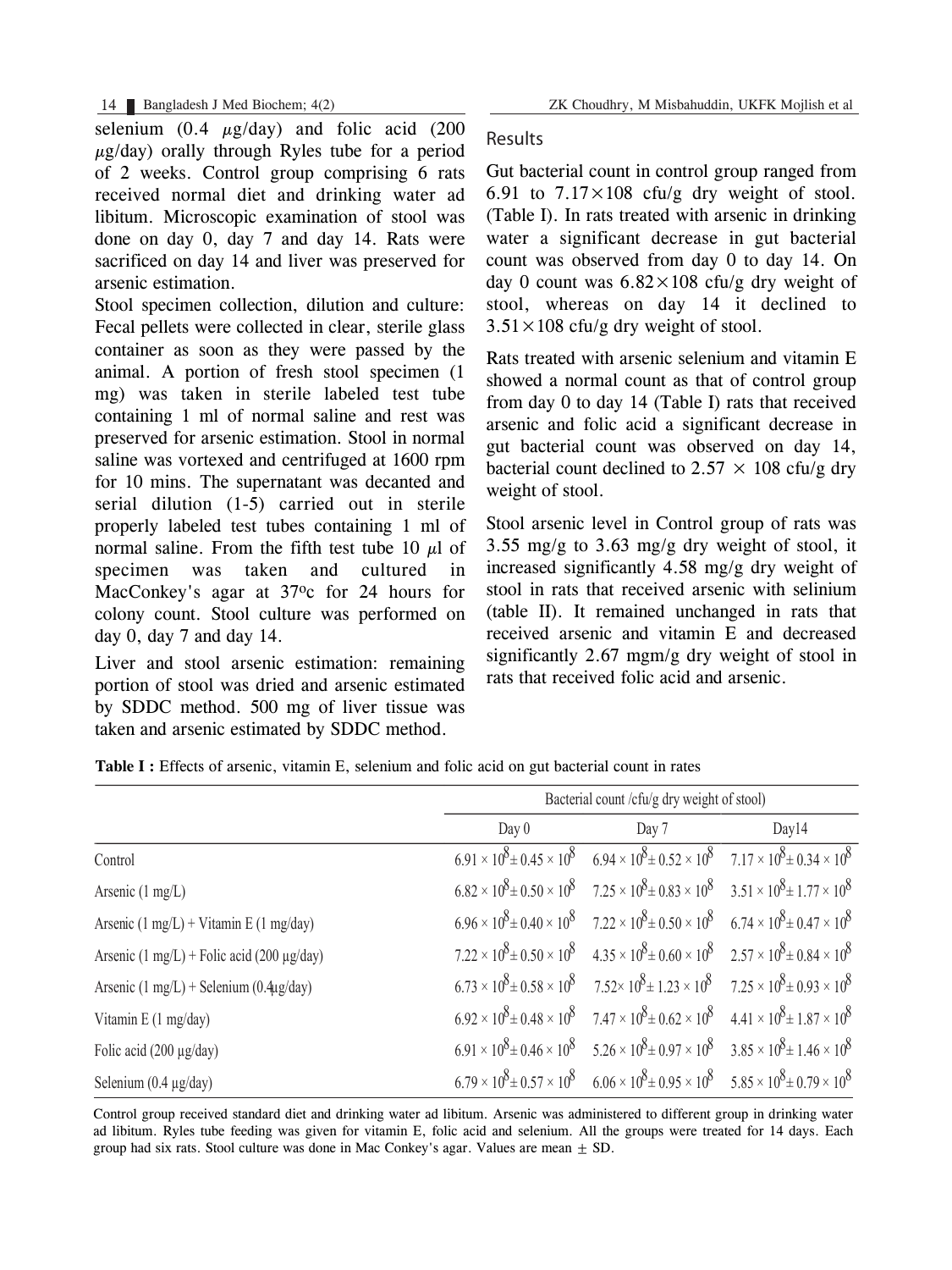selenium (0.4 $\mu$g/day) and folic acid (200 $\mu$g/day) orally through Ryles tube for a period of 2 weeks. Control group comprising 6 rats received normal diet and drinking water ad libitum. Microscopic examination of stool was done on day 0, day 7 and day 14. Rats were sacrificed on day 14 and liver was preserved for arsenic estimation.

Stool specimen collection, dilution and culture: Fecal pellets were collected in clear, sterile glass container as soon as they were passed by the animal. A portion of fresh stool specimen (1 mg) was taken in sterile labeled test tube containing 1 ml of normal saline and rest was preserved for arsenic estimation. Stool in normal saline was vortexed and centrifuged at 1600 rpm for 10 mins. The supernatant was decanted and serial dilution (1-5) carried out in sterile properly labeled test tubes containing 1 ml of normal saline. From the fifth test tube 10 $\mu$l of specimen was taken and cultured in MacConkey's agar at 37°c for 24 hours for colony count. Stool culture was performed on day 0, day 7 and day 14.

Liver and stool arsenic estimation: remaining portion of stool was dried and arsenic estimated by SDDC method. 500 mg of liver tissue was taken and arsenic estimated by SDDC method.

## Results

Gut bacterial count in control group ranged from 6.91 to $7.17\times108$ cfu/g dry weight of stool. (Table I). In rats treated with arsenic in drinking water a significant decrease in gut bacterial count was observed from day 0 to day 14. On day 0 count was $6.82\times108$ cfu/g dry weight of stool, whereas on day 14 it declined to $3.51\times108$ cfu/g dry weight of stool.

Rats treated with arsenic selenium and vitamin E showed a normal count as that of control group from day 0 to day 14 (Table I) rats that received arsenic and folic acid a significant decrease in gut bacterial count was observed on day 14, bacterial count declined to $2.57 \times 108$ cfu/g dry weight of stool.

Stool arsenic level in Control group of rats was 3.55 mg/g to 3.63 mg/g dry weight of stool, it increased significantly 4.58 mg/g dry weight of stool in rats that received arsenic with selinium (table II). It remained unchanged in rats that received arsenic and vitamin E and decreased significantly 2.67 mgm/g dry weight of stool in rats that received folic acid and arsenic.

**Table I :** Effects of arsenic, vitamin E, selenium and folic acid on gut bacterial count in rates

| | Bacterial count /cfu/g dry weight of stool) | | |
|---|---|---|---|
| | Day 0 | Day 7 | Day14 |
| Control | $6.91 \times 10^8 \pm 0.45 \times 10^8$ | $6.94 \times 10^8 \pm 0.52 \times 10^8$ | $7.17 \times 10^8 \pm 0.34 \times 10^8$ |
| Arsenic (1 mg/L) | $6.82 \times 10^8 \pm 0.50 \times 10^8$ | $7.25 \times 10^8 \pm 0.83 \times 10^8$ | $3.51 \times 10^8 \pm 1.77 \times 10^8$ |
| Arsenic (1 mg/L) + Vitamin E (1 mg/day) | $6.96 \times 10^8 \pm 0.40 \times 10^8$ | $7.22 \times 10^8 \pm 0.50 \times 10^8$ | $6.74 \times 10^8 \pm 0.47 \times 10^8$ |
| Arsenic (1 mg/L) + Folic acid (200 µg/day) | $7.22 \times 10^8 \pm 0.50 \times 10^8$ | $4.35 \times 10^8 \pm 0.60 \times 10^8$ | $2.57 \times 10^8 \pm 0.84 \times 10^8$ |
| Arsenic (1 mg/L) + Selenium (0.4µg/day) | $6.73 \times 10^8 \pm 0.58 \times 10^8$ | $7.52\times 10^8 \pm 1.23 \times 10^8$ | $7.25 \times 10^8 \pm 0.93 \times 10^8$ |
| Vitamin E (1 mg/day) | $6.92 \times 10^8 \pm 0.48 \times 10^8$ | $7.47 \times 10^8 \pm 0.62 \times 10^8$ | $4.41 \times 10^8 \pm 1.87 \times 10^8$ |
| Folic acid (200 µg/day) | $6.91 \times 10^8 \pm 0.46 \times 10^8$ | $5.26 \times 10^8 \pm 0.97 \times 10^8$ | $3.85 \times 10^8 \pm 1.46 \times 10^8$ |
| Selenium (0.4 µg/day) | $6.79 \times 10^8 \pm 0.57 \times 10^8$ | $6.06 \times 10^8 \pm 0.95 \times 10^8$ | $5.85 \times 10^8 \pm 0.79 \times 10^8$ |

Control group received standard diet and drinking water ad libitum. Arsenic was administered to different group in drinking water ad libitum. Ryles tube feeding was given for vitamin E, folic acid and selenium. All the groups were treated for 14 days. Each group had six rats. Stool culture was done in Mac Conkey's agar. Values are mean $\pm$ SD.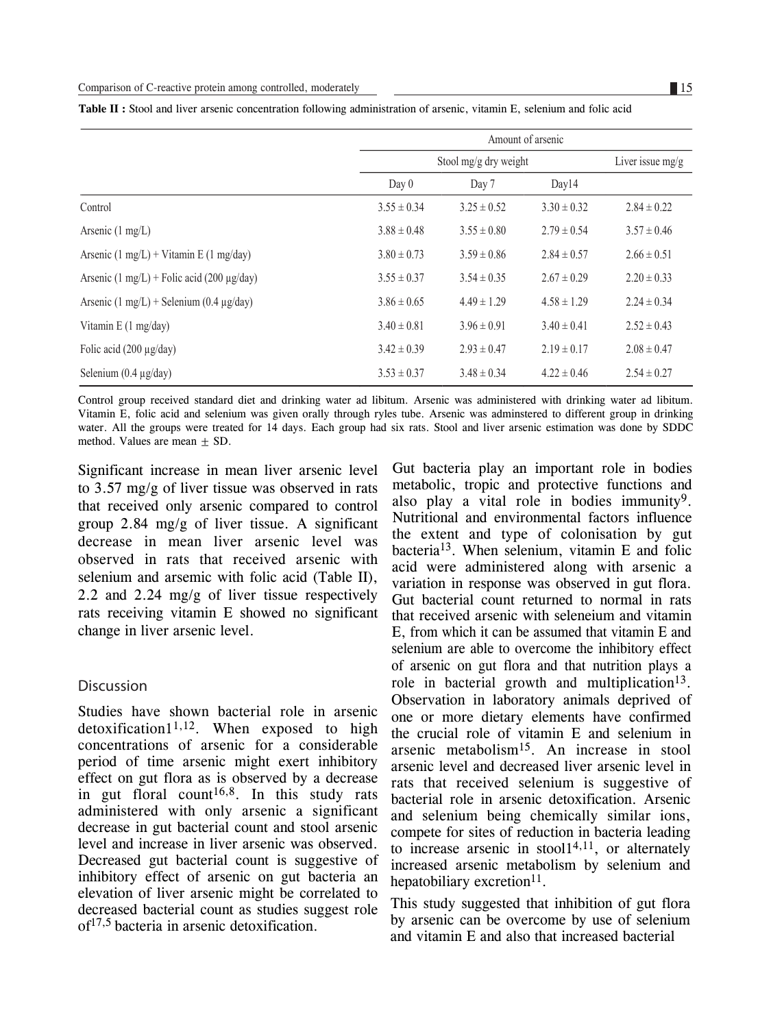**Table II :** Stool and liver arsenic concentration following administration of arsenic, vitamin E, selenium and folic acid

| | Amount of arsenic | | | |
|---|---|---|---|---|
| | Stool mg/g dry weight | | | Liver issue mg/g |
| | Day 0 | Day 7 | Day14 | |
| Control | 3.55 ± 0.34 | 3.25 ± 0.52 | 3.30 ± 0.32 | 2.84 ± 0.22 |
| Arsenic (1 mg/L) | 3.88 ± 0.48 | 3.55 ± 0.80 | 2.79 ± 0.54 | 3.57 ± 0.46 |
| Arsenic (1 mg/L) + Vitamin E (1 mg/day) | 3.80 ± 0.73 | 3.59 ± 0.86 | 2.84 ± 0.57 | 2.66 ± 0.51 |
| Arsenic (1 mg/L) + Folic acid (200 µg/day) | 3.55 ± 0.37 | 3.54 ± 0.35 | 2.67 ± 0.29 | 2.20 ± 0.33 |
| Arsenic (1 mg/L) + Selenium (0.4 µg/day) | 3.86 ± 0.65 | 4.49 ± 1.29 | 4.58 ± 1.29 | 2.24 ± 0.34 |
| Vitamin E (1 mg/day) | 3.40 ± 0.81 | 3.96 ± 0.91 | 3.40 ± 0.41 | 2.52 ± 0.43 |
| Folic acid (200 µg/day) | 3.42 ± 0.39 | 2.93 ± 0.47 | 2.19 ± 0.17 | 2.08 ± 0.47 |
| Selenium (0.4 µg/day) | 3.53 ± 0.37 | 3.48 ± 0.34 | 4.22 ± 0.46 | 2.54 ± 0.27 |

Control group received standard diet and drinking water ad libitum. Arsenic was administered with drinking water ad libitum. Vitamin E, folic acid and selenium was given orally through ryles tube. Arsenic was adminstered to different group in drinking water. All the groups were treated for 14 days. Each group had six rats. Stool and liver arsenic estimation was done by SDDC method. Values are mean ± SD.

Significant increase in mean liver arsenic level to 3.57 mg/g of liver tissue was observed in rats that received only arsenic compared to control group 2.84 mg/g of liver tissue. A significant decrease in mean liver arsenic level was observed in rats that received arsenic with selenium and arsemic with folic acid (Table II), 2.2 and 2.24 mg/g of liver tissue respectively rats receiving vitamin E showed no significant change in liver arsenic level.

## Discussion

Studies have shown bacterial role in arsenic detoxification1[1,12]. When exposed to high concentrations of arsenic for a considerable period of time arsenic might exert inhibitory effect on gut flora as is observed by a decrease in gut floral count[16,8]. In this study rats administered with only arsenic a significant decrease in gut bacterial count and stool arsenic level and increase in liver arsenic was observed. Decreased gut bacterial count is suggestive of inhibitory effect of arsenic on gut bacteria an elevation of liver arsenic might be correlated to decreased bacterial count as studies suggest role of[17,5] bacteria in arsenic detoxification.

Gut bacteria play an important role in bodies metabolic, tropic and protective functions and also play a vital role in bodies immunity[9]. Nutritional and environmental factors influence the extent and type of colonisation by gut bacteria[13]. When selenium, vitamin E and folic acid were administered along with arsenic a variation in response was observed in gut flora. Gut bacterial count returned to normal in rats that received arsenic with seleneium and vitamin E, from which it can be assumed that vitamin E and selenium are able to overcome the inhibitory effect of arsenic on gut flora and that nutrition plays a role in bacterial growth and multiplication[13]. Observation in laboratory animals deprived of one or more dietary elements have confirmed the crucial role of vitamin E and selenium in arsenic metabolism[15]. An increase in stool arsenic level and decreased liver arsenic level in rats that received selenium is suggestive of bacterial role in arsenic detoxification. Arsenic and selenium being chemically similar ions, compete for sites of reduction in bacteria leading to increase arsenic in stool1[4,11], or alternately increased arsenic metabolism by selenium and hepatobiliary excretion[11].

This study suggested that inhibition of gut flora by arsenic can be overcome by use of selenium and vitamin E and also that increased bacterial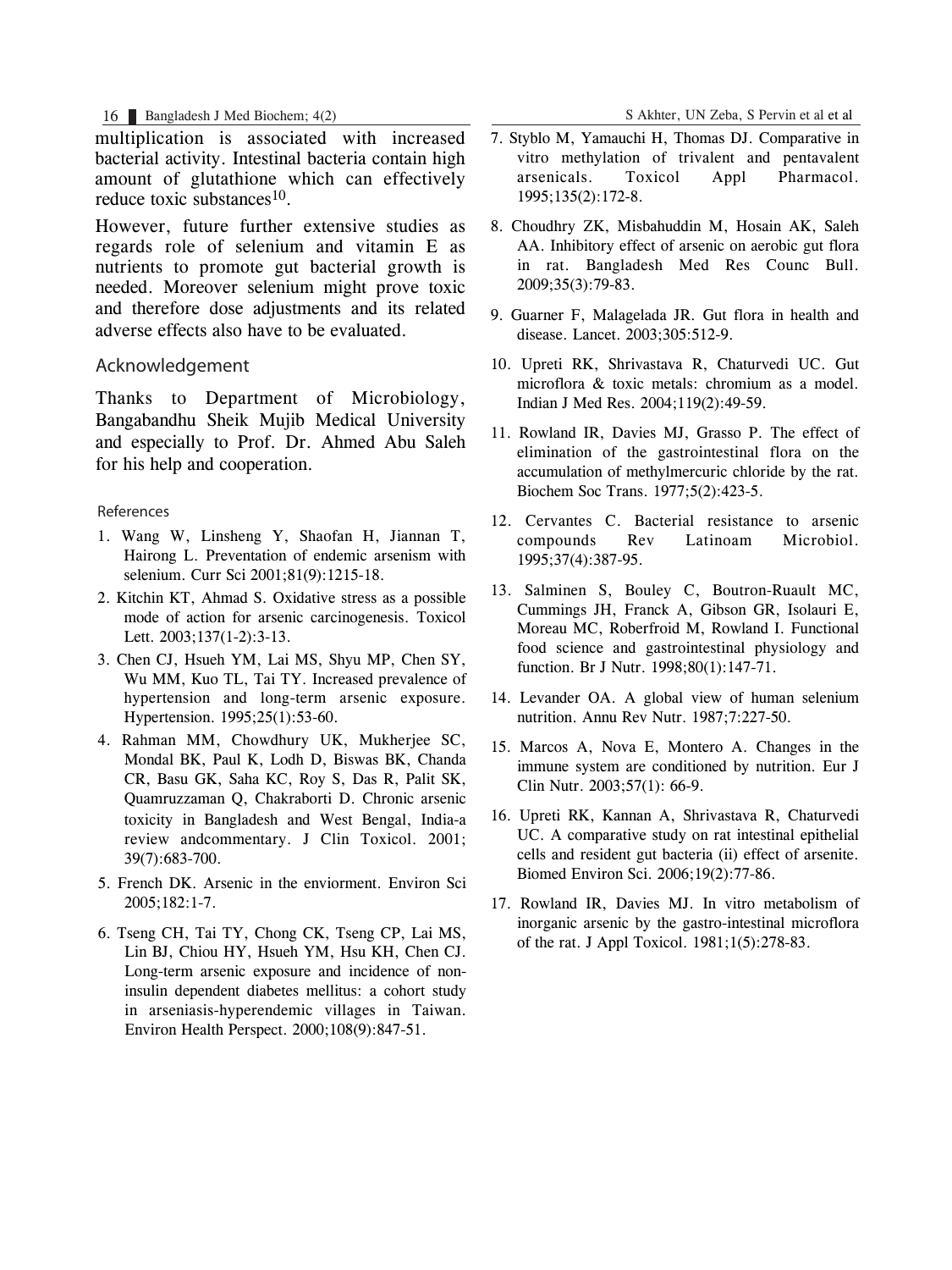multiplication is associated with increased bacterial activity. Intestinal bacteria contain high amount of glutathione which can effectively reduce toxic substances[10].

However, future further extensive studies as regards role of selenium and vitamin E as nutrients to promote gut bacterial growth is needed. Moreover selenium might prove toxic and therefore dose adjustments and its related adverse effects also have to be evaluated.

## Acknowledgement

Thanks to Department of Microbiology, Bangabandhu Sheik Mujib Medical University and especially to Prof. Dr. Ahmed Abu Saleh for his help and cooperation.

## References

1. Wang W, Linsheng Y, Shaofan H, Jiannan T, Hairong L. Preventation of endemic arsenism with selenium. Curr Sci 2001;81(9):1215-18.
2. Kitchin KT, Ahmad S. Oxidative stress as a possible mode of action for arsenic carcinogenesis. Toxicol Lett. 2003;137(1-2):3-13.
3. Chen CJ, Hsueh YM, Lai MS, Shyu MP, Chen SY, Wu MM, Kuo TL, Tai TY. Increased prevalence of hypertension and long-term arsenic exposure. Hypertension. 1995;25(1):53-60.
4. Rahman MM, Chowdhury UK, Mukherjee SC, Mondal BK, Paul K, Lodh D, Biswas BK, Chanda CR, Basu GK, Saha KC, Roy S, Das R, Palit SK, Quamruzzaman Q, Chakraborti D. Chronic arsenic toxicity in Bangladesh and West Bengal, India-a review andcommentary. J Clin Toxicol. 2001; 39(7):683-700.
5. French DK. Arsenic in the enviorment. Environ Sci 2005;182:1-7.
6. Tseng CH, Tai TY, Chong CK, Tseng CP, Lai MS, Lin BJ, Chiou HY, Hsueh YM, Hsu KH, Chen CJ. Long-term arsenic exposure and incidence of non-insulin dependent diabetes mellitus: a cohort study in arseniasis-hyperendemic villages in Taiwan. Environ Health Perspect. 2000;108(9):847-51.
7. Styblo M, Yamauchi H, Thomas DJ. Comparative in vitro methylation of trivalent and pentavalent arsenicals. Toxicol Appl Pharmacol. 1995;135(2):172-8.
8. Choudhry ZK, Misbahuddin M, Hosain AK, Saleh AA. Inhibitory effect of arsenic on aerobic gut flora in rat. Bangladesh Med Res Counc Bull. 2009;35(3):79-83.
9. Guarner F, Malagelada JR. Gut flora in health and disease. Lancet. 2003;305:512-9.
10. Upreti RK, Shrivastava R, Chaturvedi UC. Gut microflora & toxic metals: chromium as a model. Indian J Med Res. 2004;119(2):49-59.
11. Rowland IR, Davies MJ, Grasso P. The effect of elimination of the gastrointestinal flora on the accumulation of methylmercuric chloride by the rat. Biochem Soc Trans. 1977;5(2):423-5.
12. Cervantes C. Bacterial resistance to arsenic compounds Rev Latinoam Microbiol. 1995;37(4):387-95.
13. Salminen S, Bouley C, Boutron-Ruault MC, Cummings JH, Franck A, Gibson GR, Isolauri E, Moreau MC, Roberfroid M, Rowland I. Functional food science and gastrointestinal physiology and function. Br J Nutr. 1998;80(1):147-71.
14. Levander OA. A global view of human selenium nutrition. Annu Rev Nutr. 1987;7:227-50.
15. Marcos A, Nova E, Montero A. Changes in the immune system are conditioned by nutrition. Eur J Clin Nutr. 2003;57(1): 66-9.
16. Upreti RK, Kannan A, Shrivastava R, Chaturvedi UC. A comparative study on rat intestinal epithelial cells and resident gut bacteria (ii) effect of arsenite. Biomed Environ Sci. 2006;19(2):77-86.
17. Rowland IR, Davies MJ. In vitro metabolism of inorganic arsenic by the gastro-intestinal microflora of the rat. J Appl Toxicol. 1981;1(5):278-83.